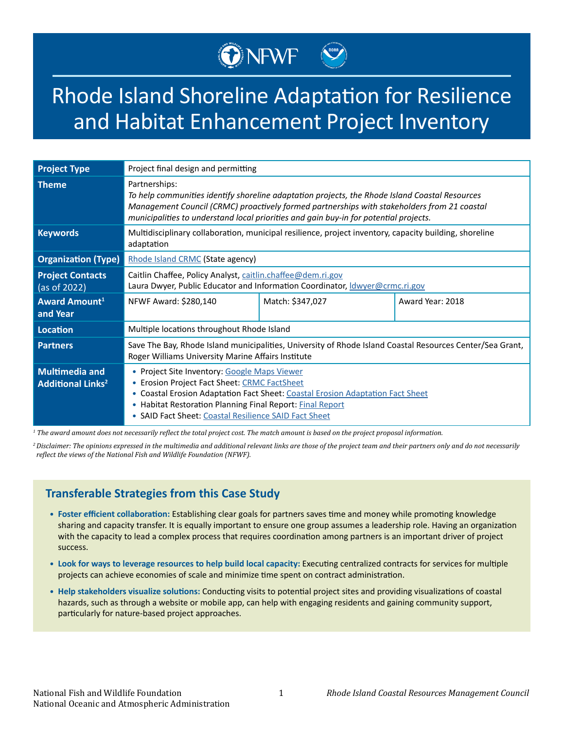# Rhode Island Shoreline Adaptation for Resilience and Habitat Enhancement Project Inventory

| | | | |
|---|---|---|---|
| **Project Type** | Project final design and permitting | | |
| **Theme** | Partnerships: *To help communities identify shoreline adaptation projects, the Rhode Island Coastal Resources Management Council (CRMC) proactively formed partnerships with stakeholders from 21 coastal municipalities to understand local priorities and gain buy-in for potential projects.* | | |
| **Keywords** | Multidisciplinary collaboration, municipal resilience, project inventory, capacity building, shoreline adaptation | | |
| **Organization (Type)** | Rhode Island CRMC (State agency) | | |
| **Project Contacts** (as of 2022) | Caitlin Chaffee, Policy Analyst, caitlin.chaffee@dem.ri.gov<br>Laura Dwyer, Public Educator and Information Coordinator, ldwyer@crmc.ri.gov | | |
| **Award Amount[1] and Year** | NFWF Award: $280,140 | Match: $347,027 | Award Year: 2018 |
| **Location** | Multiple locations throughout Rhode Island | | |
| **Partners** | Save The Bay, Rhode Island municipalities, University of Rhode Island Coastal Resources Center/Sea Grant, Roger Williams University Marine Affairs Institute | | |
| **Multimedia and Additional Links[2]** | • Project Site Inventory: Google Maps Viewer<br>• Erosion Project Fact Sheet: CRMC FactSheet<br>• Coastal Erosion Adaptation Fact Sheet: Coastal Erosion Adaptation Fact Sheet<br>• Habitat Restoration Planning Final Report: Final Report<br>• SAID Fact Sheet: Coastal Resilience SAID Fact Sheet | | |

*[1] The award amount does not necessarily reflect the total project cost. The match amount is based on the project proposal information.*

*[2] Disclaimer: The opinions expressed in the multimedia and additional relevant links are those of the project team and their partners only and do not necessarily reflect the views of the National Fish and Wildlife Foundation (NFWF).*

## Transferable Strategies from this Case Study

- **Foster efficient collaboration:** Establishing clear goals for partners saves time and money while promoting knowledge sharing and capacity transfer. It is equally important to ensure one group assumes a leadership role. Having an organization with the capacity to lead a complex process that requires coordination among partners is an important driver of project success.
- **Look for ways to leverage resources to help build local capacity:** Executing centralized contracts for services for multiple projects can achieve economies of scale and minimize time spent on contract administration.
- **Help stakeholders visualize solutions:** Conducting visits to potential project sites and providing visualizations of coastal hazards, such as through a website or mobile app, can help with engaging residents and gaining community support, particularly for nature-based project approaches.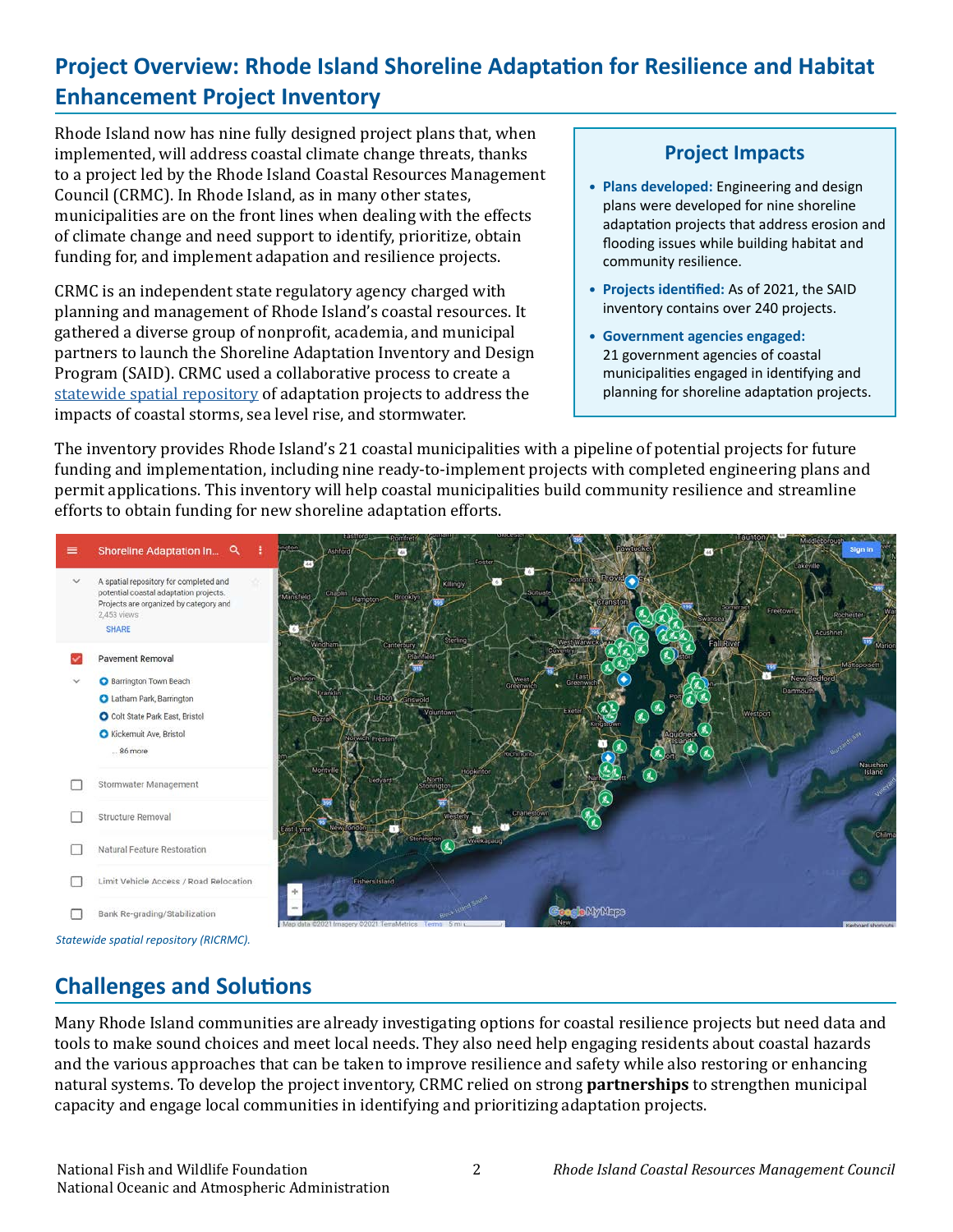## Project Overview: Rhode Island Shoreline Adaptation for Resilience and Habitat Enhancement Project Inventory

Rhode Island now has nine fully designed project plans that, when implemented, will address coastal climate change threats, thanks to a project led by the Rhode Island Coastal Resources Management Council (CRMC). In Rhode Island, as in many other states, municipalities are on the front lines when dealing with the effects of climate change and need support to identify, prioritize, obtain funding for, and implement adapation and resilience projects.

CRMC is an independent state regulatory agency charged with planning and management of Rhode Island's coastal resources. It gathered a diverse group of nonprofit, academia, and municipal partners to launch the Shoreline Adaptation Inventory and Design Program (SAID). CRMC used a collaborative process to create a statewide spatial repository of adaptation projects to address the impacts of coastal storms, sea level rise, and stormwater.

### Project Impacts

- **Plans developed:** Engineering and design plans were developed for nine shoreline adaptation projects that address erosion and flooding issues while building habitat and community resilience.
- **Projects identified:** As of 2021, the SAID inventory contains over 240 projects.
- **Government agencies engaged:** 21 government agencies of coastal municipalities engaged in identifying and planning for shoreline adaptation projects.

The inventory provides Rhode Island's 21 coastal municipalities with a pipeline of potential projects for future funding and implementation, including nine ready-to-implement projects with completed engineering plans and permit applications. This inventory will help coastal municipalities build community resilience and streamline efforts to obtain funding for new shoreline adaptation efforts.

*Statewide spatial repository (RICRMC).*

## Challenges and Solutions

Many Rhode Island communities are already investigating options for coastal resilience projects but need data and tools to make sound choices and meet local needs. They also need help engaging residents about coastal hazards and the various approaches that can be taken to improve resilience and safety while also restoring or enhancing natural systems. To develop the project inventory, CRMC relied on strong **partnerships** to strengthen municipal capacity and engage local communities in identifying and prioritizing adaptation projects.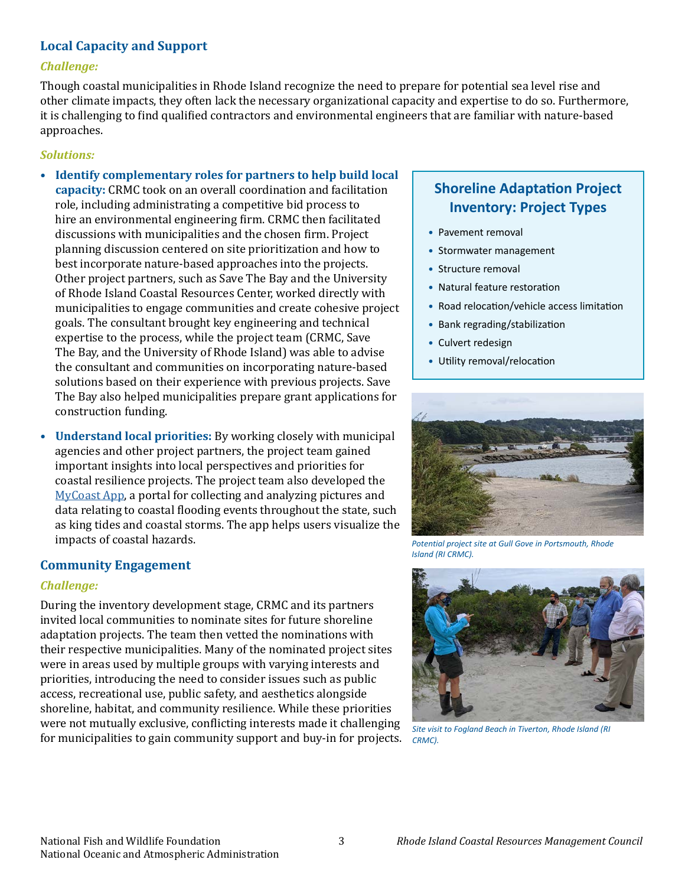## Local Capacity and Support

### *Challenge:*

Though coastal municipalities in Rhode Island recognize the need to prepare for potential sea level rise and other climate impacts, they often lack the necessary organizational capacity and expertise to do so. Furthermore, it is challenging to find qualified contractors and environmental engineers that are familiar with nature-based approaches.

### *Solutions:*

- **Identify complementary roles for partners to help build local capacity:** CRMC took on an overall coordination and facilitation role, including administrating a competitive bid process to hire an environmental engineering firm. CRMC then facilitated discussions with municipalities and the chosen firm. Project planning discussion centered on site prioritization and how to best incorporate nature-based approaches into the projects. Other project partners, such as Save The Bay and the University of Rhode Island Coastal Resources Center, worked directly with municipalities to engage communities and create cohesive project goals. The consultant brought key engineering and technical expertise to the process, while the project team (CRMC, Save The Bay, and the University of Rhode Island) was able to advise the consultant and communities on incorporating nature-based solutions based on their experience with previous projects. Save The Bay also helped municipalities prepare grant applications for construction funding.
- **Understand local priorities:** By working closely with municipal agencies and other project partners, the project team gained important insights into local perspectives and priorities for coastal resilience projects. The project team also developed the MyCoast App, a portal for collecting and analyzing pictures and data relating to coastal flooding events throughout the state, such as king tides and coastal storms. The app helps users visualize the impacts of coastal hazards.

### Shoreline Adaptation Project Inventory: Project Types

- Pavement removal
- Stormwater management
- Structure removal
- Natural feature restoration
- Road relocation/vehicle access limitation
- Bank regrading/stabilization
- Culvert redesign
- Utility removal/relocation

*Potential project site at Gull Gove in Portsmouth, Rhode Island (RI CRMC).*

*Site visit to Fogland Beach in Tiverton, Rhode Island (RI CRMC).*

## Community Engagement

### *Challenge:*

During the inventory development stage, CRMC and its partners invited local communities to nominate sites for future shoreline adaptation projects. The team then vetted the nominations with their respective municipalities. Many of the nominated project sites were in areas used by multiple groups with varying interests and priorities, introducing the need to consider issues such as public access, recreational use, public safety, and aesthetics alongside shoreline, habitat, and community resilience. While these priorities were not mutually exclusive, conflicting interests made it challenging for municipalities to gain community support and buy-in for projects.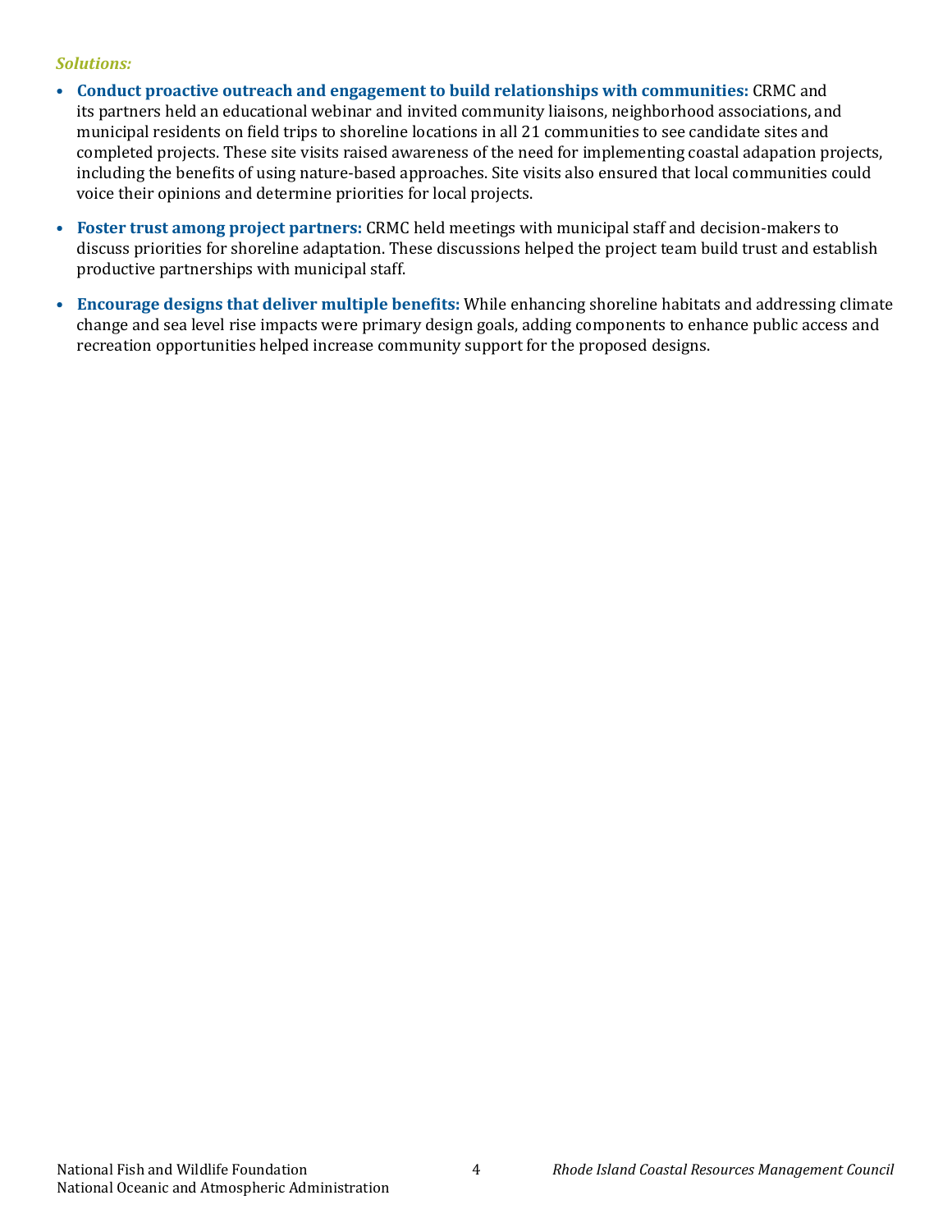*Solutions:*

- **Conduct proactive outreach and engagement to build relationships with communities:** CRMC and its partners held an educational webinar and invited community liaisons, neighborhood associations, and municipal residents on field trips to shoreline locations in all 21 communities to see candidate sites and completed projects. These site visits raised awareness of the need for implementing coastal adapation projects, including the benefits of using nature-based approaches. Site visits also ensured that local communities could voice their opinions and determine priorities for local projects.
- **Foster trust among project partners:** CRMC held meetings with municipal staff and decision-makers to discuss priorities for shoreline adaptation. These discussions helped the project team build trust and establish productive partnerships with municipal staff.
- **Encourage designs that deliver multiple benefits:** While enhancing shoreline habitats and addressing climate change and sea level rise impacts were primary design goals, adding components to enhance public access and recreation opportunities helped increase community support for the proposed designs.